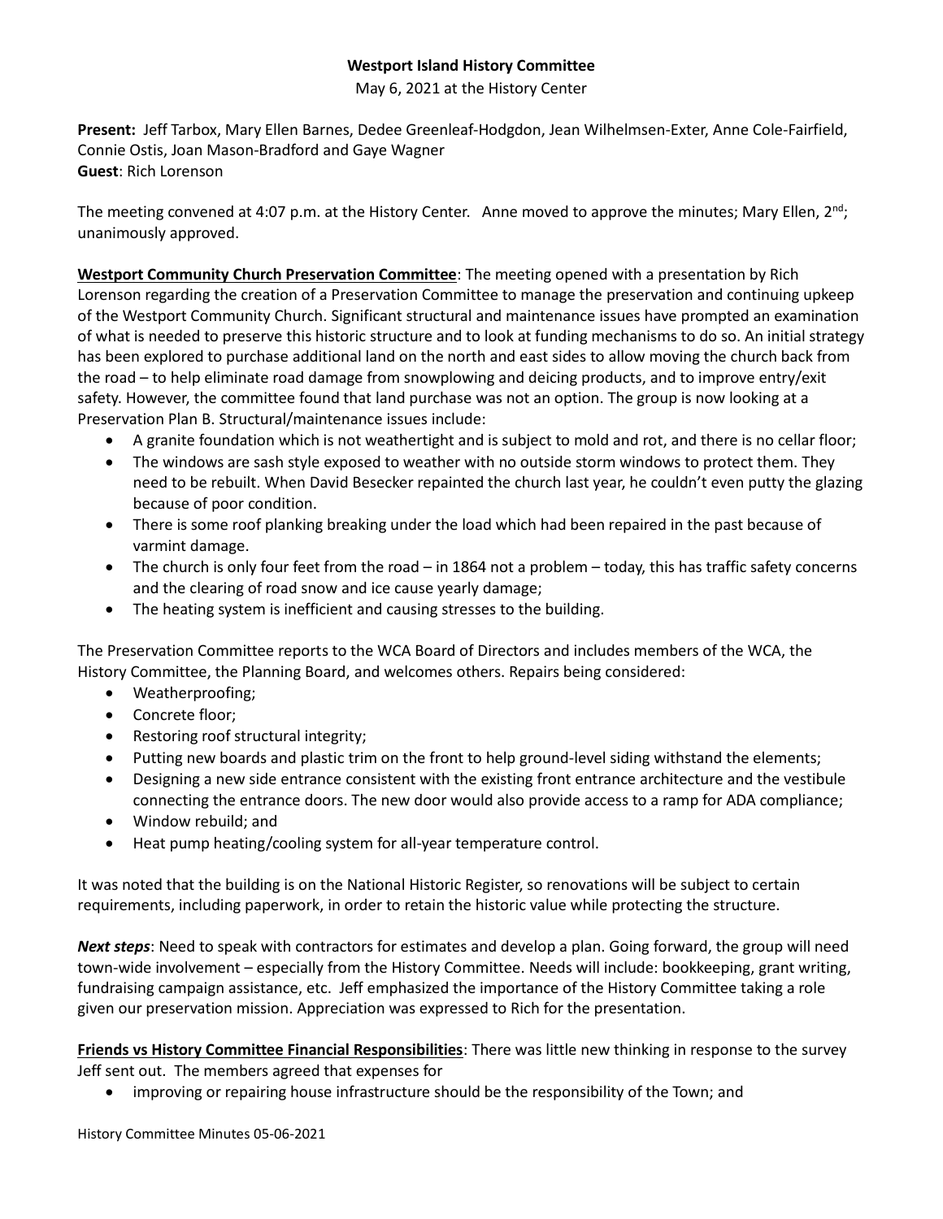**Westport Island History Committee**

May 6, 2021 at the History Center

**Present:** Jeff Tarbox, Mary Ellen Barnes, Dedee Greenleaf-Hodgdon, Jean Wilhelmsen-Exter, Anne Cole-Fairfield, Connie Ostis, Joan Mason-Bradford and Gaye Wagner
**Guest**: Rich Lorenson

The meeting convened at 4:07 p.m. at the History Center. Anne moved to approve the minutes; Mary Ellen, 2nd; unanimously approved.

**Westport Community Church Preservation Committee**: The meeting opened with a presentation by Rich Lorenson regarding the creation of a Preservation Committee to manage the preservation and continuing upkeep of the Westport Community Church. Significant structural and maintenance issues have prompted an examination of what is needed to preserve this historic structure and to look at funding mechanisms to do so. An initial strategy has been explored to purchase additional land on the north and east sides to allow moving the church back from the road – to help eliminate road damage from snowplowing and deicing products, and to improve entry/exit safety. However, the committee found that land purchase was not an option. The group is now looking at a Preservation Plan B. Structural/maintenance issues include:

- A granite foundation which is not weathertight and is subject to mold and rot, and there is no cellar floor;
- The windows are sash style exposed to weather with no outside storm windows to protect them. They need to be rebuilt. When David Besecker repainted the church last year, he couldn't even putty the glazing because of poor condition.
- There is some roof planking breaking under the load which had been repaired in the past because of varmint damage.
- The church is only four feet from the road – in 1864 not a problem – today, this has traffic safety concerns and the clearing of road snow and ice cause yearly damage;
- The heating system is inefficient and causing stresses to the building.

The Preservation Committee reports to the WCA Board of Directors and includes members of the WCA, the History Committee, the Planning Board, and welcomes others. Repairs being considered:

- Weatherproofing;
- Concrete floor;
- Restoring roof structural integrity;
- Putting new boards and plastic trim on the front to help ground-level siding withstand the elements;
- Designing a new side entrance consistent with the existing front entrance architecture and the vestibule connecting the entrance doors. The new door would also provide access to a ramp for ADA compliance;
- Window rebuild; and
- Heat pump heating/cooling system for all-year temperature control.

It was noted that the building is on the National Historic Register, so renovations will be subject to certain requirements, including paperwork, in order to retain the historic value while protecting the structure.

***Next steps***: Need to speak with contractors for estimates and develop a plan. Going forward, the group will need town-wide involvement – especially from the History Committee. Needs will include: bookkeeping, grant writing, fundraising campaign assistance, etc. Jeff emphasized the importance of the History Committee taking a role given our preservation mission. Appreciation was expressed to Rich for the presentation.

**Friends vs History Committee Financial Responsibilities**: There was little new thinking in response to the survey Jeff sent out. The members agreed that expenses for

- improving or repairing house infrastructure should be the responsibility of the Town; and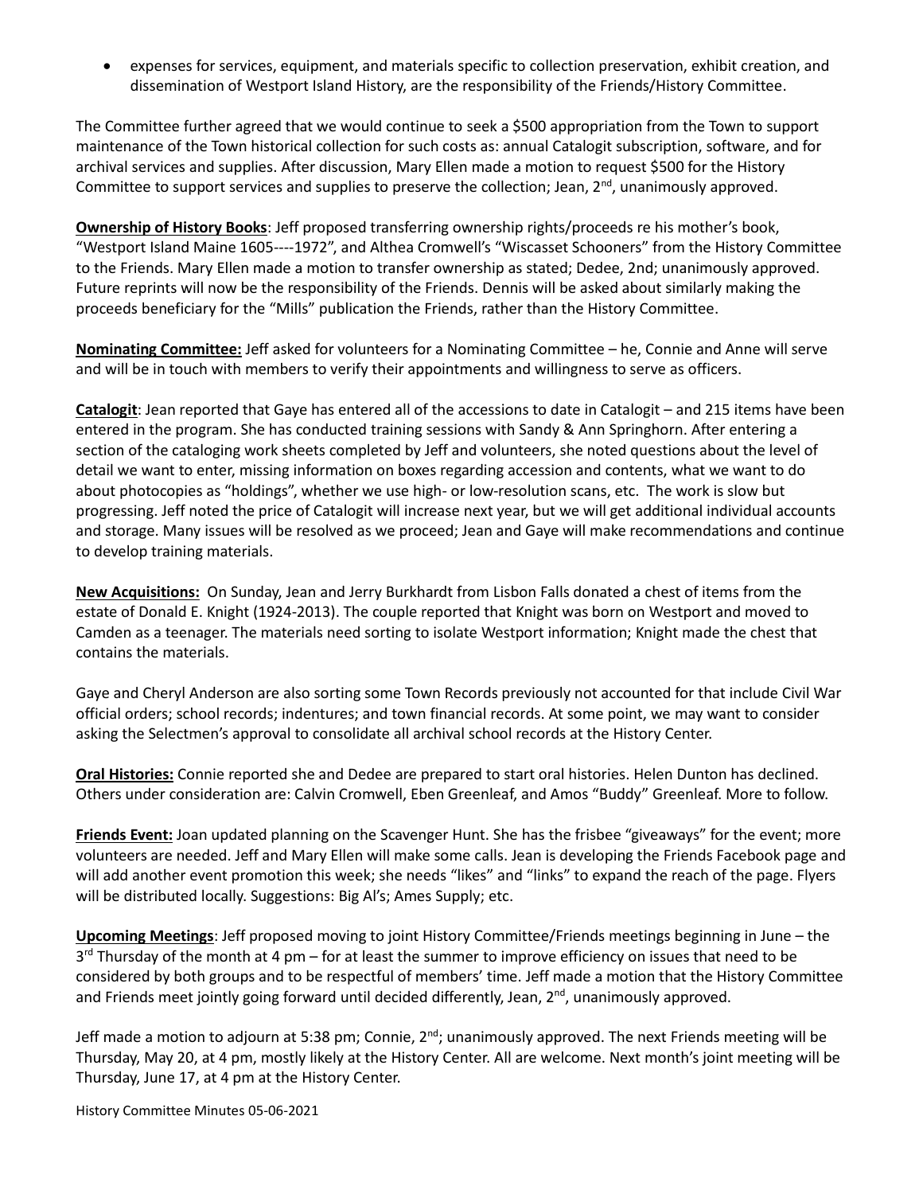- expenses for services, equipment, and materials specific to collection preservation, exhibit creation, and dissemination of Westport Island History, are the responsibility of the Friends/History Committee.

The Committee further agreed that we would continue to seek a $500 appropriation from the Town to support maintenance of the Town historical collection for such costs as: annual Catalogit subscription, software, and for archival services and supplies. After discussion, Mary Ellen made a motion to request $500 for the History Committee to support services and supplies to preserve the collection; Jean, 2nd, unanimously approved.

**Ownership of History Books**: Jeff proposed transferring ownership rights/proceeds re his mother's book, "Westport Island Maine 1605----1972", and Althea Cromwell's "Wiscasset Schooners" from the History Committee to the Friends. Mary Ellen made a motion to transfer ownership as stated; Dedee, 2nd; unanimously approved. Future reprints will now be the responsibility of the Friends. Dennis will be asked about similarly making the proceeds beneficiary for the "Mills" publication the Friends, rather than the History Committee.

**Nominating Committee:** Jeff asked for volunteers for a Nominating Committee – he, Connie and Anne will serve and will be in touch with members to verify their appointments and willingness to serve as officers.

**Catalogit**: Jean reported that Gaye has entered all of the accessions to date in Catalogit – and 215 items have been entered in the program. She has conducted training sessions with Sandy & Ann Springhorn. After entering a section of the cataloging work sheets completed by Jeff and volunteers, she noted questions about the level of detail we want to enter, missing information on boxes regarding accession and contents, what we want to do about photocopies as "holdings", whether we use high- or low-resolution scans, etc. The work is slow but progressing. Jeff noted the price of Catalogit will increase next year, but we will get additional individual accounts and storage. Many issues will be resolved as we proceed; Jean and Gaye will make recommendations and continue to develop training materials.

**New Acquisitions:** On Sunday, Jean and Jerry Burkhardt from Lisbon Falls donated a chest of items from the estate of Donald E. Knight (1924-2013). The couple reported that Knight was born on Westport and moved to Camden as a teenager. The materials need sorting to isolate Westport information; Knight made the chest that contains the materials.

Gaye and Cheryl Anderson are also sorting some Town Records previously not accounted for that include Civil War official orders; school records; indentures; and town financial records. At some point, we may want to consider asking the Selectmen's approval to consolidate all archival school records at the History Center.

**Oral Histories:** Connie reported she and Dedee are prepared to start oral histories. Helen Dunton has declined. Others under consideration are: Calvin Cromwell, Eben Greenleaf, and Amos "Buddy" Greenleaf. More to follow.

**Friends Event:** Joan updated planning on the Scavenger Hunt. She has the frisbee "giveaways" for the event; more volunteers are needed. Jeff and Mary Ellen will make some calls. Jean is developing the Friends Facebook page and will add another event promotion this week; she needs "likes" and "links" to expand the reach of the page. Flyers will be distributed locally. Suggestions: Big Al's; Ames Supply; etc.

**Upcoming Meetings**: Jeff proposed moving to joint History Committee/Friends meetings beginning in June – the 3rd Thursday of the month at 4 pm – for at least the summer to improve efficiency on issues that need to be considered by both groups and to be respectful of members' time. Jeff made a motion that the History Committee and Friends meet jointly going forward until decided differently, Jean, 2nd, unanimously approved.

Jeff made a motion to adjourn at 5:38 pm; Connie, 2nd; unanimously approved. The next Friends meeting will be Thursday, May 20, at 4 pm, mostly likely at the History Center. All are welcome. Next month's joint meeting will be Thursday, June 17, at 4 pm at the History Center.